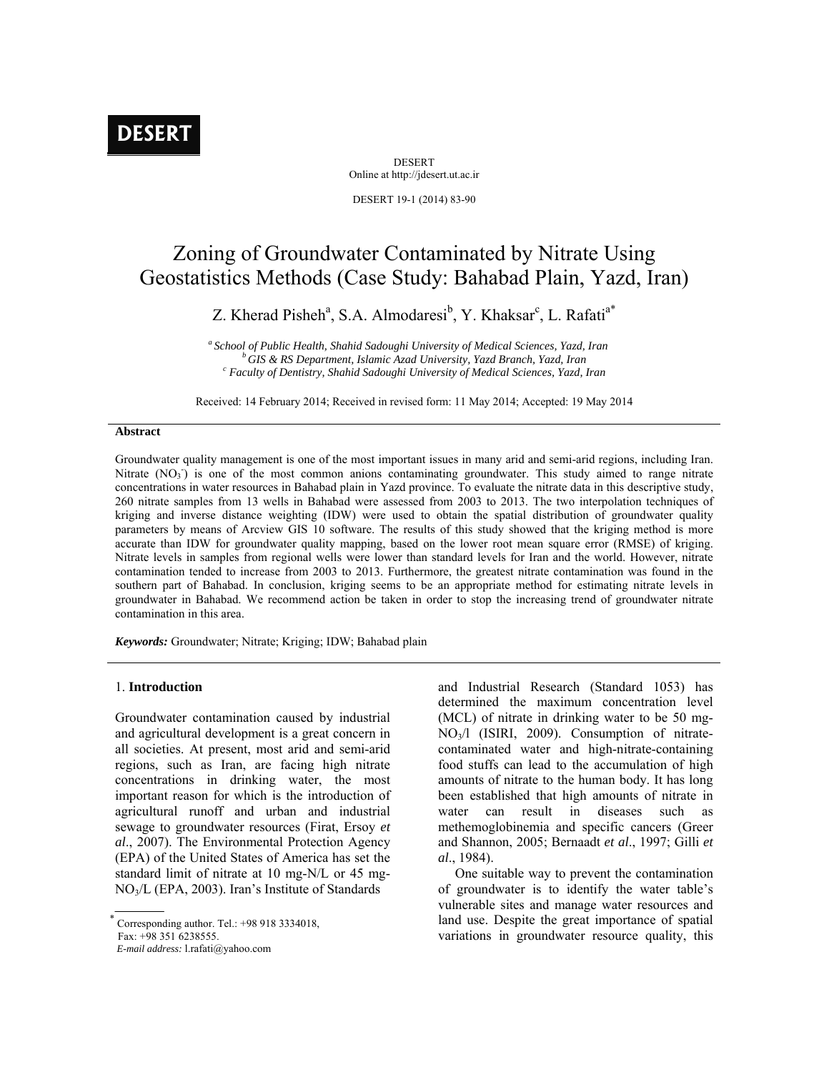DESERT

Online at http://jdesert.ut.ac.ir

# Zoning of Groundwater Contaminated by Nitrate Using Geostatistics Methods (Case Study: Bahabad Plain, Yazd, Iran)

Z. Kherad Pisheh[a], S.A. Almodaresi[b], Y. Khaksar[c], L. Rafati[a*]

[a] *School of Public Health, Shahid Sadoughi University of Medical Sciences, Yazd, Iran*
[b] *GIS & RS Department, Islamic Azad University, Yazd Branch, Yazd, Iran*
[c] *Faculty of Dentistry, Shahid Sadoughi University of Medical Sciences, Yazd, Iran*

Received: 14 February 2014; Received in revised form: 11 May 2014; Accepted: 19 May 2014

### Abstract

Groundwater quality management is one of the most important issues in many arid and semi-arid regions, including Iran. Nitrate ($NO_3^-$) is one of the most common anions contaminating groundwater. This study aimed to range nitrate concentrations in water resources in Bahabad plain in Yazd province. To evaluate the nitrate data in this descriptive study, 260 nitrate samples from 13 wells in Bahabad were assessed from 2003 to 2013. The two interpolation techniques of kriging and inverse distance weighting (IDW) were used to obtain the spatial distribution of groundwater quality parameters by means of Arcview GIS 10 software. The results of this study showed that the kriging method is more accurate than IDW for groundwater quality mapping, based on the lower root mean square error (RMSE) of kriging. Nitrate levels in samples from regional wells were lower than standard levels for Iran and the world. However, nitrate contamination tended to increase from 2003 to 2013. Furthermore, the greatest nitrate contamination was found in the southern part of Bahabad. In conclusion, kriging seems to be an appropriate method for estimating nitrate levels in groundwater in Bahabad. We recommend action be taken in order to stop the increasing trend of groundwater nitrate contamination in this area.

***Keywords:*** Groundwater; Nitrate; Kriging; IDW; Bahabad plain

## 1. Introduction

Groundwater contamination caused by industrial and agricultural development is a great concern in all societies. At present, most arid and semi-arid regions, such as Iran, are facing high nitrate concentrations in drinking water, the most important reason for which is the introduction of agricultural runoff and urban and industrial sewage to groundwater resources (Firat, Ersoy *et al*., 2007). The Environmental Protection Agency (EPA) of the United States of America has set the standard limit of nitrate at 10 mg-N/L or 45 mg-$NO_3$/L (EPA, 2003). Iran's Institute of Standards and Industrial Research (Standard 1053) has determined the maximum concentration level (MCL) of nitrate in drinking water to be 50 mg-$NO_3$/l (ISIRI, 2009). Consumption of nitrate-contaminated water and high-nitrate-containing food stuffs can lead to the accumulation of high amounts of nitrate to the human body. It has long been established that high amounts of nitrate in water can result in diseases such as methemoglobinemia and specific cancers (Greer and Shannon, 2005; Bernaadt *et al*., 1997; Gilli *et al*., 1984).

One suitable way to prevent the contamination of groundwater is to identify the water table's vulnerable sites and manage water resources and land use. Despite the great importance of spatial variations in groundwater resource quality, this

[*] Corresponding author. Tel.: +98 918 3334018,
Fax: +98 351 6238555.
*E-mail address:* l.rafati@yahoo.com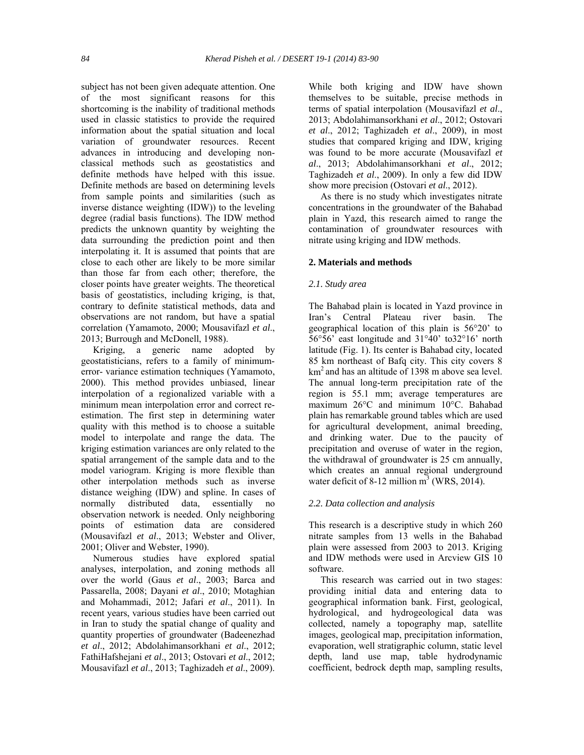subject has not been given adequate attention. One of the most significant reasons for this shortcoming is the inability of traditional methods used in classic statistics to provide the required information about the spatial situation and local variation of groundwater resources. Recent advances in introducing and developing non-classical methods such as geostatistics and definite methods have helped with this issue. Definite methods are based on determining levels from sample points and similarities (such as inverse distance weighting (IDW)) to the leveling degree (radial basis functions). The IDW method predicts the unknown quantity by weighting the data surrounding the prediction point and then interpolating it. It is assumed that points that are close to each other are likely to be more similar than those far from each other; therefore, the closer points have greater weights. The theoretical basis of geostatistics, including kriging, is that, contrary to definite statistical methods, data and observations are not random, but have a spatial correlation (Yamamoto, 2000; Mousavifazl *et al*., 2013; Burrough and McDonell, 1988).

Kriging, a generic name adopted by geostatisticians, refers to a family of minimum-error- variance estimation techniques (Yamamoto, 2000). This method provides unbiased, linear interpolation of a regionalized variable with a minimum mean interpolation error and correct re-estimation. The first step in determining water quality with this method is to choose a suitable model to interpolate and range the data. The kriging estimation variances are only related to the spatial arrangement of the sample data and to the model variogram. Kriging is more flexible than other interpolation methods such as inverse distance weighing (IDW) and spline. In cases of normally distributed data, essentially no observation network is needed. Only neighboring points of estimation data are considered (Mousavifazl *et al*., 2013; Webster and Oliver, 2001; Oliver and Webster, 1990).

Numerous studies have explored spatial analyses, interpolation, and zoning methods all over the world (Gaus *et al*., 2003; Barca and Passarella, 2008; Dayani *et al*., 2010; Motaghian and Mohammadi, 2012; Jafari *et al*., 2011). In recent years, various studies have been carried out in Iran to study the spatial change of quality and quantity properties of groundwater (Badeenezhad *et al*., 2012; Abdolahimansorkhani *et al*., 2012; FathiHafshejani *et al*., 2013; Ostovari *et al*., 2012; Mousavifazl *et al*., 2013; Taghizadeh *et al*., 2009). While both kriging and IDW have shown themselves to be suitable, precise methods in terms of spatial interpolation (Mousavifazl *et al*., 2013; Abdolahimansorkhani *et al*., 2012; Ostovari *et al*., 2012; Taghizadeh *et al*., 2009), in most studies that compared kriging and IDW, kriging was found to be more accurate (Mousavifazl *et al*., 2013; Abdolahimansorkhani *et al*., 2012; Taghizadeh *et al*., 2009). In only a few did IDW show more precision (Ostovari *et al*., 2012).

As there is no study which investigates nitrate concentrations in the groundwater of the Bahabad plain in Yazd, this research aimed to range the contamination of groundwater resources with nitrate using kriging and IDW methods.

## 2. Materials and methods

### *2.1. Study area*

The Bahabad plain is located in Yazd province in Iran's Central Plateau river basin. The geographical location of this plain is 56°20' to 56°56' east longitude and 31°40' to32°16' north latitude (Fig. 1). Its center is Bahabad city, located 85 km northeast of Bafq city. This city covers 8 $km^2$ and has an altitude of 1398 m above sea level. The annual long-term precipitation rate of the region is 55.1 mm; average temperatures are maximum 26°C and minimum 10°C. Bahabad plain has remarkable ground tables which are used for agricultural development, animal breeding, and drinking water. Due to the paucity of precipitation and overuse of water in the region, the withdrawal of groundwater is 25 cm annually, which creates an annual regional underground water deficit of 8-12 million $m^3$ (WRS, 2014).

### *2.2. Data collection and analysis*

This research is a descriptive study in which 260 nitrate samples from 13 wells in the Bahabad plain were assessed from 2003 to 2013. Kriging and IDW methods were used in Arcview GIS 10 software.

This research was carried out in two stages: providing initial data and entering data to geographical information bank. First, geological, hydrological, and hydrogeological data was collected, namely a topography map, satellite images, geological map, precipitation information, evaporation, well stratigraphic column, static level depth, land use map, table hydrodynamic coefficient, bedrock depth map, sampling results,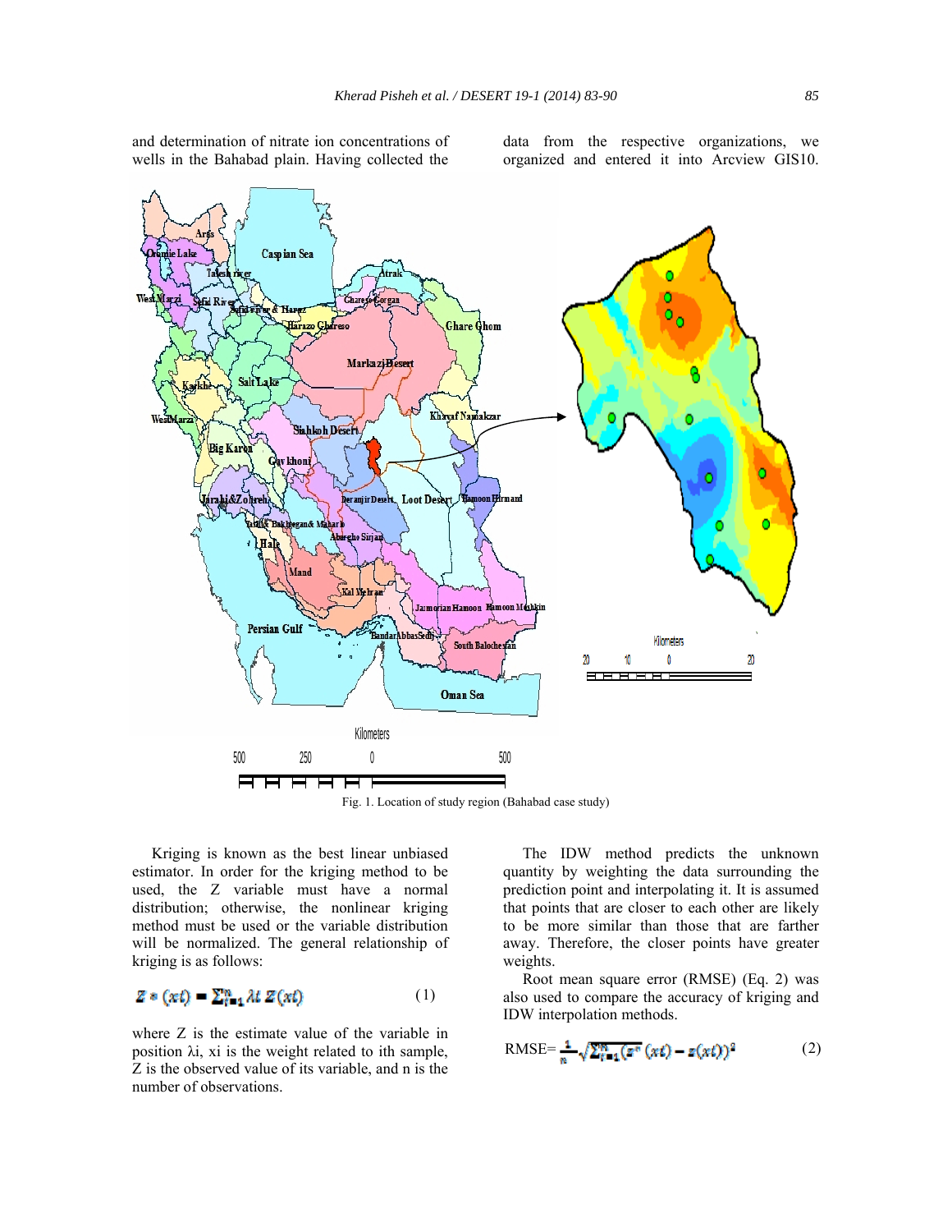and determination of nitrate ion concentrations of wells in the Bahabad plain. Having collected the data from the respective organizations, we organized and entered it into Arcview GIS10.

Fig. 1. Location of study region (Bahabad case study)

Kriging is known as the best linear unbiased estimator. In order for the kriging method to be used, the Z variable must have a normal distribution; otherwise, the nonlinear kriging method must be used or the variable distribution will be normalized. The general relationship of kriging is as follows:

$$Z*(xi) = \sum_{i=1}^{n} \lambda i \, Z(xi) \qquad (1)$$

where Z is the estimate value of the variable in position λi, xi is the weight related to ith sample, Z is the observed value of its variable, and n is the number of observations.

The IDW method predicts the unknown quantity by weighting the data surrounding the prediction point and interpolating it. It is assumed that points that are closer to each other are likely to be more similar than those that are farther away. Therefore, the closer points have greater weights.

Root mean square error (RMSE) (Eq. 2) was also used to compare the accuracy of kriging and IDW interpolation methods.

$$\text{RMSE}=\frac{1}{n}\sqrt{\sum_{i=1}^{n}(z^{*}(xi)-z(xi))^{2}} \qquad (2)$$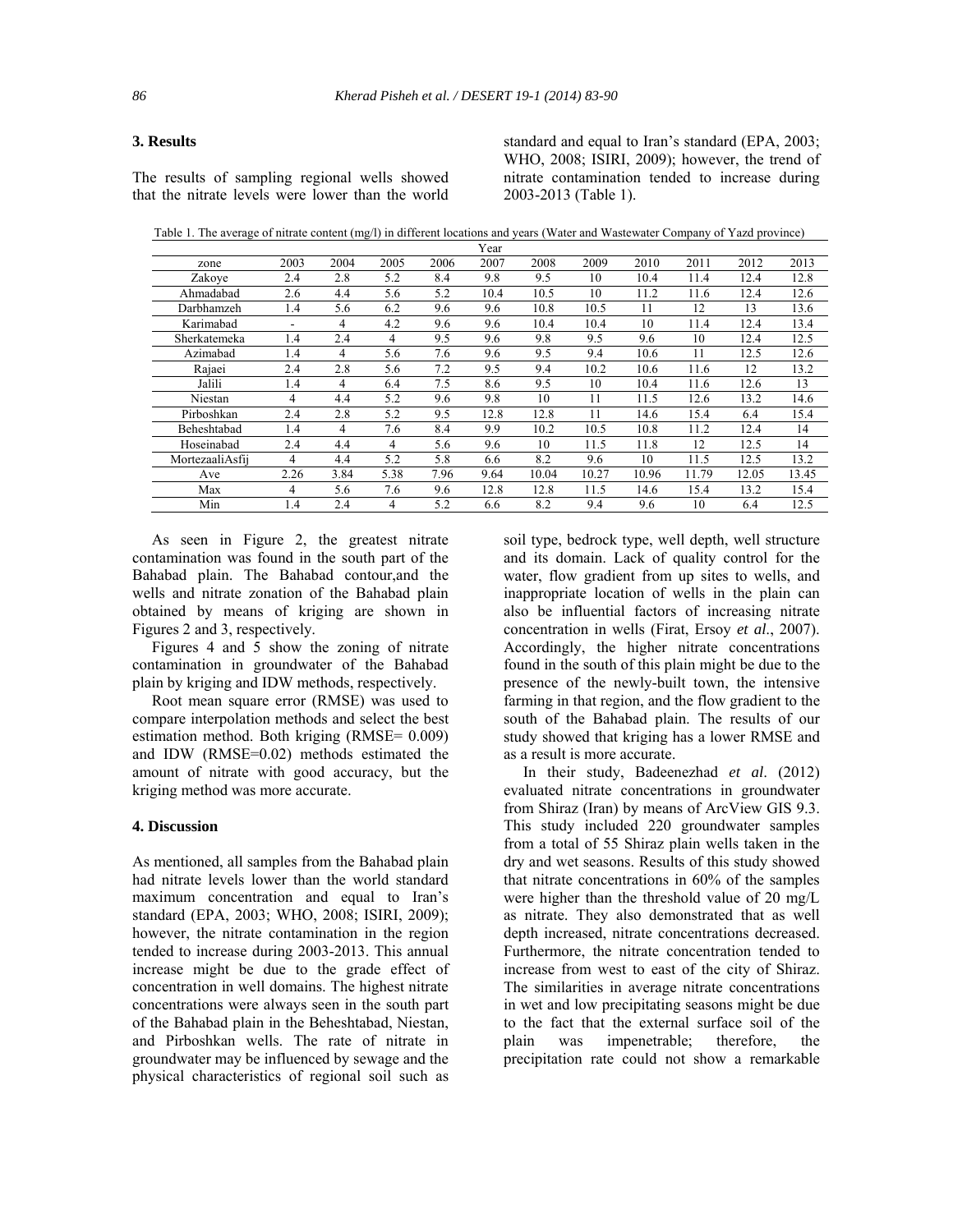## 3. Results

The results of sampling regional wells showed that the nitrate levels were lower than the world standard and equal to Iran's standard (EPA, 2003; WHO, 2008; ISIRI, 2009); however, the trend of nitrate contamination tended to increase during 2003-2013 (Table 1).

Table 1. The average of nitrate content (mg/l) in different locations and years (Water and Wastewater Company of Yazd province)

| | Year | | | | | | | | | | |
|---|---|---|---|---|---|---|---|---|---|---|---|
| zone | 2003 | 2004 | 2005 | 2006 | 2007 | 2008 | 2009 | 2010 | 2011 | 2012 | 2013 |
| Zakoye | 2.4 | 2.8 | 5.2 | 8.4 | 9.8 | 9.5 | 10 | 10.4 | 11.4 | 12.4 | 12.8 |
| Ahmadabad | 2.6 | 4.4 | 5.6 | 5.2 | 10.4 | 10.5 | 10 | 11.2 | 11.6 | 12.4 | 12.6 |
| Darbhamzeh | 1.4 | 5.6 | 6.2 | 9.6 | 9.6 | 10.8 | 10.5 | 11 | 12 | 13 | 13.6 |
| Karimabad | - | 4 | 4.2 | 9.6 | 9.6 | 10.4 | 10.4 | 10 | 11.4 | 12.4 | 13.4 |
| Sherkatemeka | 1.4 | 2.4 | 4 | 9.5 | 9.6 | 9.8 | 9.5 | 9.6 | 10 | 12.4 | 12.5 |
| Azimabad | 1.4 | 4 | 5.6 | 7.6 | 9.6 | 9.5 | 9.4 | 10.6 | 11 | 12.5 | 12.6 |
| Rajaei | 2.4 | 2.8 | 5.6 | 7.2 | 9.5 | 9.4 | 10.2 | 10.6 | 11.6 | 12 | 13.2 |
| Jalili | 1.4 | 4 | 6.4 | 7.5 | 8.6 | 9.5 | 10 | 10.4 | 11.6 | 12.6 | 13 |
| Niestan | 4 | 4.4 | 5.2 | 9.6 | 9.8 | 10 | 11 | 11.5 | 12.6 | 13.2 | 14.6 |
| Pirboshkan | 2.4 | 2.8 | 5.2 | 9.5 | 12.8 | 12.8 | 11 | 14.6 | 15.4 | 6.4 | 15.4 |
| Beheshtabad | 1.4 | 4 | 7.6 | 8.4 | 9.9 | 10.2 | 10.5 | 10.8 | 11.2 | 12.4 | 14 |
| Hoseinabad | 2.4 | 4.4 | 4 | 5.6 | 9.6 | 10 | 11.5 | 11.8 | 12 | 12.5 | 14 |
| MortezaaliAsfij | 4 | 4.4 | 5.2 | 5.8 | 6.6 | 8.2 | 9.6 | 10 | 11.5 | 12.5 | 13.2 |
| Ave | 2.26 | 3.84 | 5.38 | 7.96 | 9.64 | 10.04 | 10.27 | 10.96 | 11.79 | 12.05 | 13.45 |
| Max | 4 | 5.6 | 7.6 | 9.6 | 12.8 | 12.8 | 11.5 | 14.6 | 15.4 | 13.2 | 15.4 |
| Min | 1.4 | 2.4 | 4 | 5.2 | 6.6 | 8.2 | 9.4 | 9.6 | 10 | 6.4 | 12.5 |

As seen in Figure 2, the greatest nitrate contamination was found in the south part of the Bahabad plain. The Bahabad contour,and the wells and nitrate zonation of the Bahabad plain obtained by means of kriging are shown in Figures 2 and 3, respectively.

Figures 4 and 5 show the zoning of nitrate contamination in groundwater of the Bahabad plain by kriging and IDW methods, respectively.

Root mean square error (RMSE) was used to compare interpolation methods and select the best estimation method. Both kriging (RMSE= 0.009) and IDW (RMSE=0.02) methods estimated the amount of nitrate with good accuracy, but the kriging method was more accurate.

## 4. Discussion

As mentioned, all samples from the Bahabad plain had nitrate levels lower than the world standard maximum concentration and equal to Iran's standard (EPA, 2003; WHO, 2008; ISIRI, 2009); however, the nitrate contamination in the region tended to increase during 2003-2013. This annual increase might be due to the grade effect of concentration in well domains. The highest nitrate concentrations were always seen in the south part of the Bahabad plain in the Beheshtabad, Niestan, and Pirboshkan wells. The rate of nitrate in groundwater may be influenced by sewage and the physical characteristics of regional soil such as soil type, bedrock type, well depth, well structure and its domain. Lack of quality control for the water, flow gradient from up sites to wells, and inappropriate location of wells in the plain can also be influential factors of increasing nitrate concentration in wells (Firat, Ersoy *et al*., 2007). Accordingly, the higher nitrate concentrations found in the south of this plain might be due to the presence of the newly-built town, the intensive farming in that region, and the flow gradient to the south of the Bahabad plain. The results of our study showed that kriging has a lower RMSE and as a result is more accurate.

In their study, Badeenezhad *et al*. (2012) evaluated nitrate concentrations in groundwater from Shiraz (Iran) by means of ArcView GIS 9.3. This study included 220 groundwater samples from a total of 55 Shiraz plain wells taken in the dry and wet seasons. Results of this study showed that nitrate concentrations in 60% of the samples were higher than the threshold value of 20 mg/L as nitrate. They also demonstrated that as well depth increased, nitrate concentrations decreased. Furthermore, the nitrate concentration tended to increase from west to east of the city of Shiraz. The similarities in average nitrate concentrations in wet and low precipitating seasons might be due to the fact that the external surface soil of the plain was impenetrable; therefore, the precipitation rate could not show a remarkable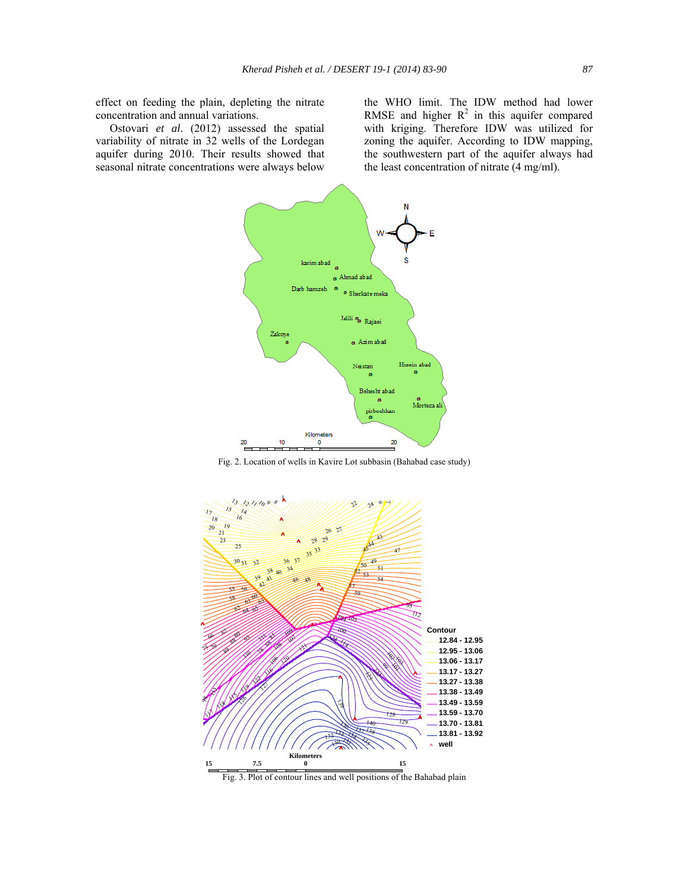effect on feeding the plain, depleting the nitrate concentration and annual variations.

Ostovari *et al*. (2012) assessed the spatial variability of nitrate in 32 wells of the Lordegan aquifer during 2010. Their results showed that seasonal nitrate concentrations were always below the WHO limit. The IDW method had lower RMSE and higher $R^2$ in this aquifer compared with kriging. Therefore IDW was utilized for zoning the aquifer. According to IDW mapping, the southwestern part of the aquifer always had the least concentration of nitrate (4 mg/ml).

Fig. 2. Location of wells in Kavire Lot subbasin (Bahabad case study)

Fig. 3. Plot of contour lines and well positions of the Bahabad plain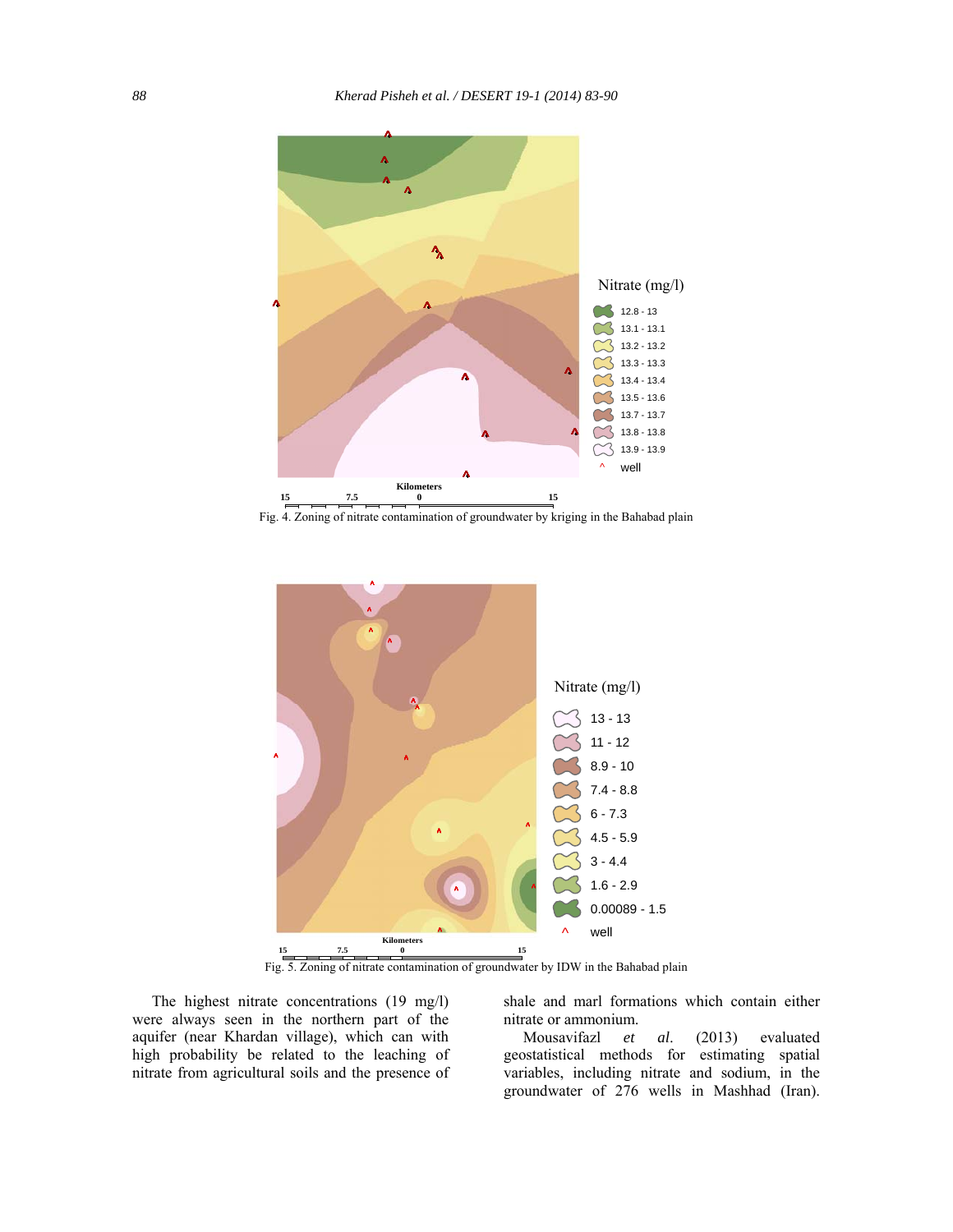Fig. 4. Zoning of nitrate contamination of groundwater by kriging in the Bahabad plain

Fig. 5. Zoning of nitrate contamination of groundwater by IDW in the Bahabad plain

The highest nitrate concentrations (19 mg/l) were always seen in the northern part of the aquifer (near Khardan village), which can with high probability be related to the leaching of nitrate from agricultural soils and the presence of shale and marl formations which contain either nitrate or ammonium.

Mousavifazl *et al.* (2013) evaluated geostatistical methods for estimating spatial variables, including nitrate and sodium, in the groundwater of 276 wells in Mashhad (Iran).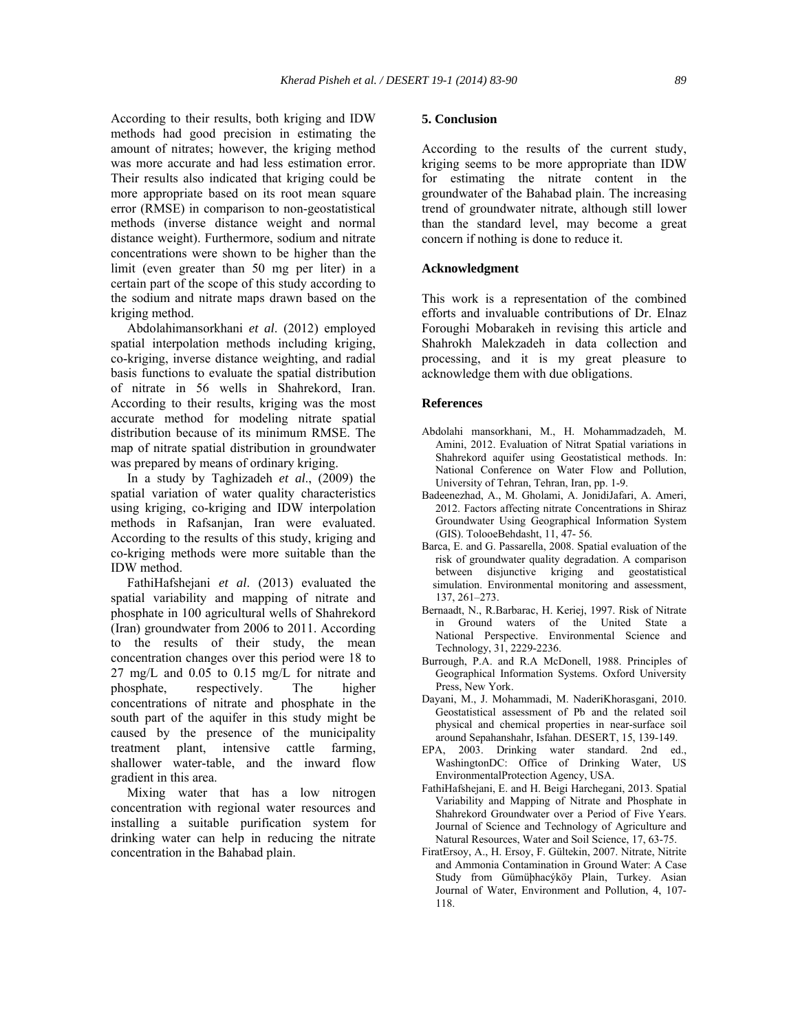According to their results, both kriging and IDW methods had good precision in estimating the amount of nitrates; however, the kriging method was more accurate and had less estimation error. Their results also indicated that kriging could be more appropriate based on its root mean square error (RMSE) in comparison to non-geostatistical methods (inverse distance weight and normal distance weight). Furthermore, sodium and nitrate concentrations were shown to be higher than the limit (even greater than 50 mg per liter) in a certain part of the scope of this study according to the sodium and nitrate maps drawn based on the kriging method.

Abdolahimansorkhani *et al*. (2012) employed spatial interpolation methods including kriging, co-kriging, inverse distance weighting, and radial basis functions to evaluate the spatial distribution of nitrate in 56 wells in Shahrekord, Iran. According to their results, kriging was the most accurate method for modeling nitrate spatial distribution because of its minimum RMSE. The map of nitrate spatial distribution in groundwater was prepared by means of ordinary kriging.

In a study by Taghizadeh *et al*., (2009) the spatial variation of water quality characteristics using kriging, co-kriging and IDW interpolation methods in Rafsanjan, Iran were evaluated. According to the results of this study, kriging and co-kriging methods were more suitable than the IDW method.

FathiHafshejani *et al*. (2013) evaluated the spatial variability and mapping of nitrate and phosphate in 100 agricultural wells of Shahrekord (Iran) groundwater from 2006 to 2011. According to the results of their study, the mean concentration changes over this period were 18 to 27 mg/L and 0.05 to 0.15 mg/L for nitrate and phosphate, respectively. The higher concentrations of nitrate and phosphate in the south part of the aquifer in this study might be caused by the presence of the municipality treatment plant, intensive cattle farming, shallower water-table, and the inward flow gradient in this area.

Mixing water that has a low nitrogen concentration with regional water resources and installing a suitable purification system for drinking water can help in reducing the nitrate concentration in the Bahabad plain.

## 5. Conclusion

According to the results of the current study, kriging seems to be more appropriate than IDW for estimating the nitrate content in the groundwater of the Bahabad plain. The increasing trend of groundwater nitrate, although still lower than the standard level, may become a great concern if nothing is done to reduce it.

## Acknowledgment

This work is a representation of the combined efforts and invaluable contributions of Dr. Elnaz Foroughi Mobarakeh in revising this article and Shahrokh Malekzadeh in data collection and processing, and it is my great pleasure to acknowledge them with due obligations.

## References

Abdolahi mansorkhani, M., H. Mohammadzadeh, M. Amini, 2012. Evaluation of Nitrat Spatial variations in Shahrekord aquifer using Geostatistical methods. In: National Conference on Water Flow and Pollution, University of Tehran, Tehran, Iran, pp. 1-9.

Badeenezhad, A., M. Gholami, A. JonidiJafari, A. Ameri, 2012. Factors affecting nitrate Concentrations in Shiraz Groundwater Using Geographical Information System (GIS). TolooeBehdasht, 11, 47- 56.

Barca, E. and G. Passarella, 2008. Spatial evaluation of the risk of groundwater quality degradation. A comparison between disjunctive kriging and geostatistical simulation. Environmental monitoring and assessment, 137, 261–273.

Bernaadt, N., R.Barbarac, H. Keriej, 1997. Risk of Nitrate in Ground waters of the United State a National Perspective. Environmental Science and Technology, 31, 2229-2236.

Burrough, P.A. and R.A McDonell, 1988. Principles of Geographical Information Systems. Oxford University Press, New York.

Dayani, M., J. Mohammadi, M. NaderiKhorasgani, 2010. Geostatistical assessment of Pb and the related soil physical and chemical properties in near-surface soil around Sepahanshahr, Isfahan. DESERT, 15, 139-149.

EPA, 2003. Drinking water standard. 2nd ed., WashingtonDC: Office of Drinking Water, US EnvironmentalProtection Agency, USA.

FathiHafshejani, E. and H. Beigi Harchegani, 2013. Spatial Variability and Mapping of Nitrate and Phosphate in Shahrekord Groundwater over a Period of Five Years. Journal of Science and Technology of Agriculture and Natural Resources, Water and Soil Science, 17, 63-75.

FiratErsoy, A., H. Ersoy, F. Gültekin, 2007. Nitrate, Nitrite and Ammonia Contamination in Ground Water: A Case Study from Gümüþhacýköy Plain, Turkey. Asian Journal of Water, Environment and Pollution, 4, 107-118.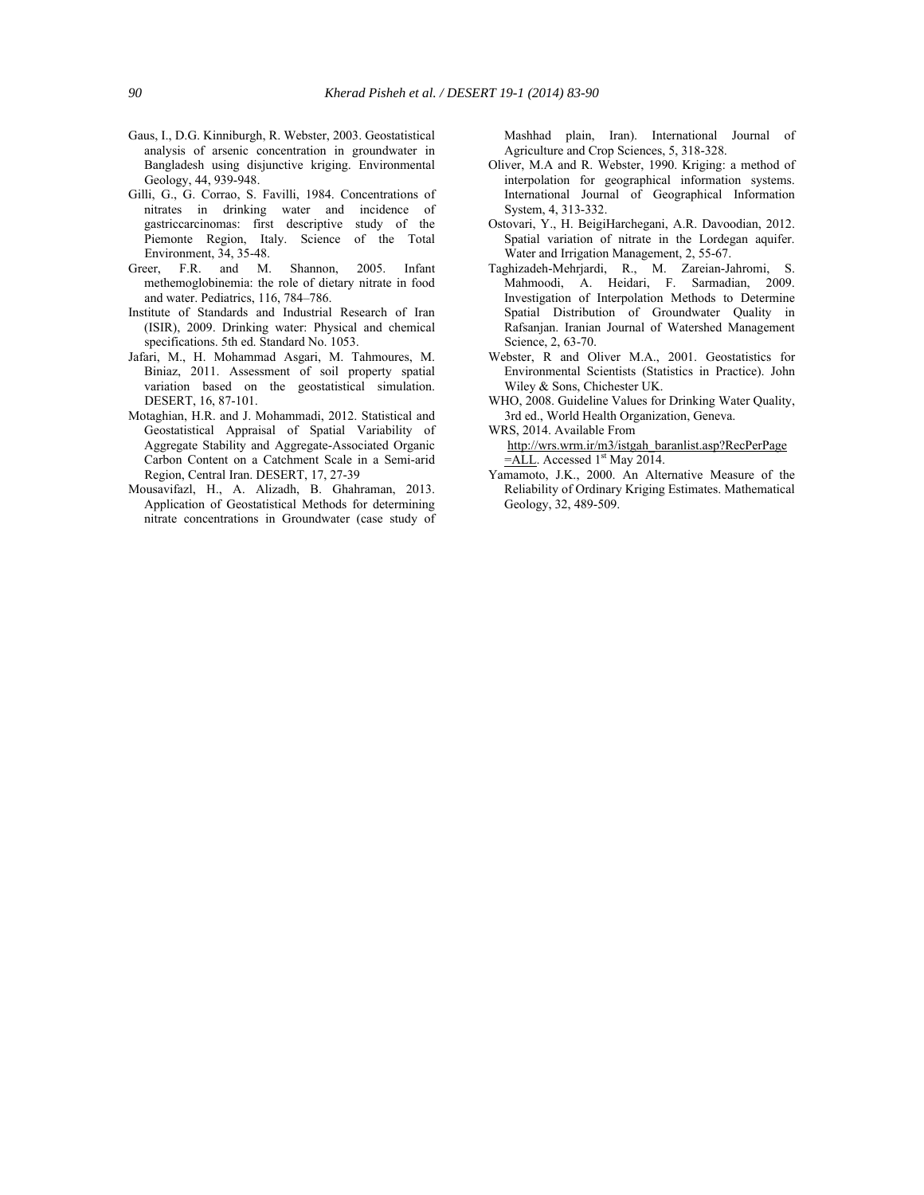Gaus, I., D.G. Kinniburgh, R. Webster, 2003. Geostatistical analysis of arsenic concentration in groundwater in Bangladesh using disjunctive kriging. Environmental Geology, 44, 939-948.

Gilli, G., G. Corrao, S. Favilli, 1984. Concentrations of nitrates in drinking water and incidence of gastriccarcinomas: first descriptive study of the Piemonte Region, Italy. Science of the Total Environment, 34, 35-48.

Greer, F.R. and M. Shannon, 2005. Infant methemoglobinemia: the role of dietary nitrate in food and water. Pediatrics, 116, 784–786.

Institute of Standards and Industrial Research of Iran (ISIR), 2009. Drinking water: Physical and chemical specifications. 5th ed. Standard No. 1053.

Jafari, M., H. Mohammad Asgari, M. Tahmoures, M. Biniaz, 2011. Assessment of soil property spatial variation based on the geostatistical simulation. DESERT, 16, 87-101.

Motaghian, H.R. and J. Mohammadi, 2012. Statistical and Geostatistical Appraisal of Spatial Variability of Aggregate Stability and Aggregate-Associated Organic Carbon Content on a Catchment Scale in a Semi-arid Region, Central Iran. DESERT, 17, 27-39

Mousavifazl, H., A. Alizadh, B. Ghahraman, 2013. Application of Geostatistical Methods for determining nitrate concentrations in Groundwater (case study of Mashhad plain, Iran). International Journal of Agriculture and Crop Sciences, 5, 318-328.

Oliver, M.A and R. Webster, 1990. Kriging: a method of interpolation for geographical information systems. International Journal of Geographical Information System, 4, 313-332.

Ostovari, Y., H. BeigiHarchegani, A.R. Davoodian, 2012. Spatial variation of nitrate in the Lordegan aquifer. Water and Irrigation Management, 2, 55-67.

Taghizadeh-Mehrjardi, R., M. Zareian-Jahromi, S. Mahmoodi, A. Heidari, F. Sarmadian, 2009. Investigation of Interpolation Methods to Determine Spatial Distribution of Groundwater Quality in Rafsanjan. Iranian Journal of Watershed Management Science, 2, 63-70.

Webster, R and Oliver M.A., 2001. Geostatistics for Environmental Scientists (Statistics in Practice). John Wiley & Sons, Chichester UK.

WHO, 2008. Guideline Values for Drinking Water Quality, 3rd ed., World Health Organization, Geneva.

WRS, 2014. Available From http://wrs.wrm.ir/m3/istgah_baranlist.asp?RecPerPage=ALL. Accessed 1st May 2014.

Yamamoto, J.K., 2000. An Alternative Measure of the Reliability of Ordinary Kriging Estimates. Mathematical Geology, 32, 489-509.